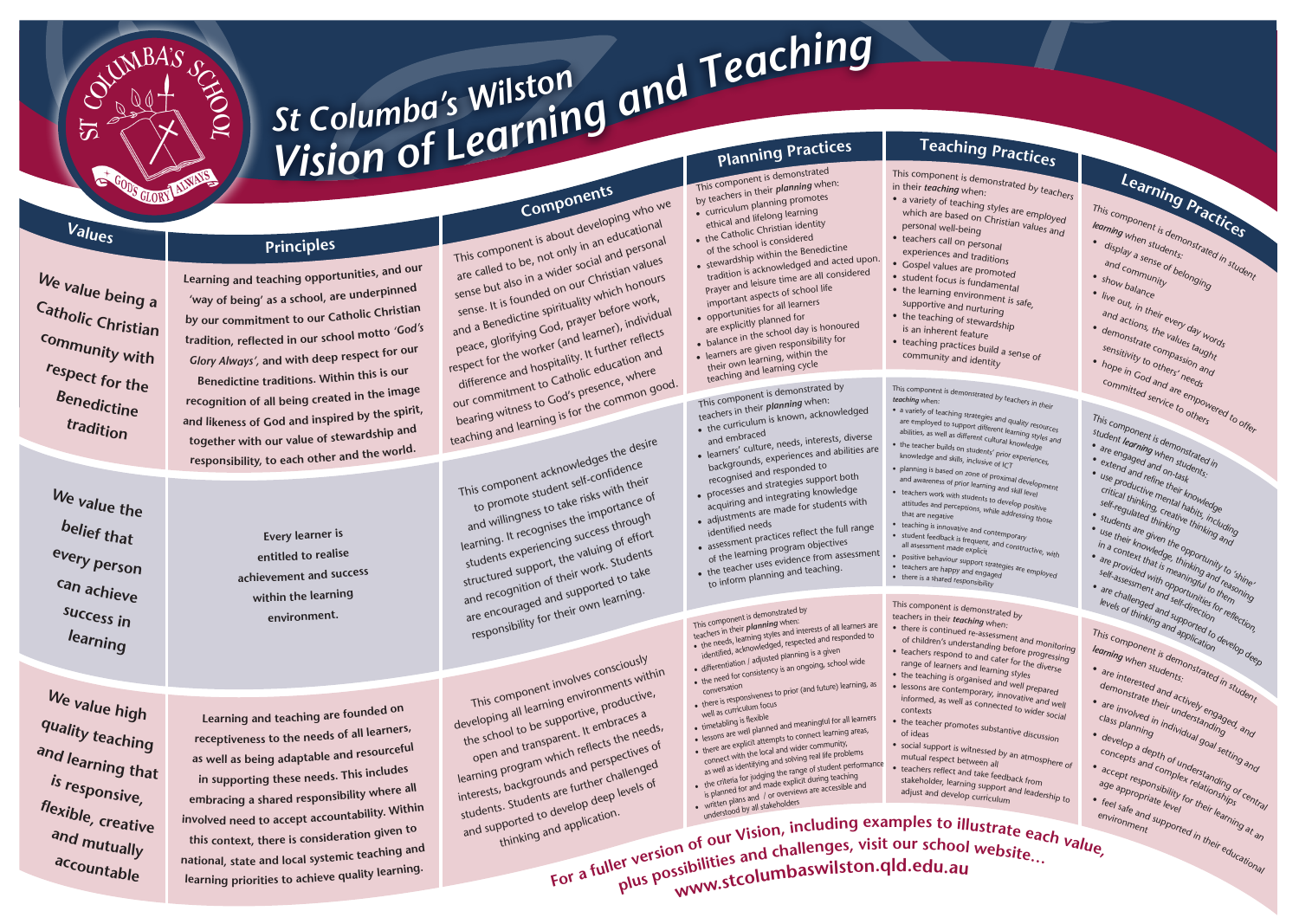# St Columba's Wilston Vision of Learning and Teaching

| Values | Principles | Components | Planning Practices | Teaching Practices | Learning Practices |
|---|---|---|---|---|---|
| We value being a Catholic Christian community with respect for the Benedictine tradition | Learning and teaching opportunities, and our 'way of being' as a school, are underpinned by our commitment to our Catholic Christian tradition, reflected in our school motto *'God's Glory Always'*, and with deep respect for our Benedictine traditions. Within this is our recognition of all being created in the image and likeness of God and inspired by the spirit, together with our value of stewardship and responsibility, to each other and the world. | This component is about developing who we are called to be, not only in an educational sense but also in a wider social and personal sense. It is founded on our Christian values and a Benedictine spirituality which honours peace, glorifying God, prayer before work, respect for the worker (and learner), individual difference and hospitality. It further reflects our commitment to Catholic education and bearing witness to God's presence, where teaching and learning is for the common good. | This component is demonstrated by teachers in their ***planning*** when: <br>• curriculum planning promotes ethical and lifelong learning <br>• the Catholic Christian identity of the school is considered <br>• stewardship within the Benedictine tradition is acknowledged and acted upon. Prayer and leisure time are all considered important aspects of school life <br>• opportunities for all learners are explicitly planned for <br>• balance in the school day is honoured <br>• learners are given responsibility for their own learning, within the teaching and learning cycle | This component is demonstrated by teachers in their ***teaching*** when: <br>• a variety of teaching styles are employed which are based on Christian values and personal well-being <br>• teachers call on personal experiences and traditions <br>• Gospel values are promoted <br>• student focus is fundamental <br>• the learning environment is safe, supportive and nurturing <br>• the teaching of stewardship is an inherent feature <br>• teaching practices build a sense of community and identity | This component is demonstrated in student ***learning*** when students: <br>• display a sense of belonging and community <br>• show balance <br>• live out, in their every day words and actions, the values taught <br>• demonstrate compassion and sensitivity to others' needs <br>• hope in God and are empowered to offer committed service to others |
| We value the belief that every person can achieve success in learning | Every learner is entitled to realise achievement and success within the learning environment. | This component acknowledges the desire to promote student self-confidence and willingness to take risks with their learning. It recognises the importance of students experiencing success through structured support, the valuing of effort and recognition of their work. Students are encouraged and supported to take responsibility for their own learning. | This component is demonstrated by teachers in their ***planning*** when: <br>• the curriculum is known, acknowledged and embraced <br>• learners' culture, needs, interests, diverse backgrounds, experiences and abilities are recognised and responded to <br>• processes and strategies support both acquiring and integrating knowledge <br>• adjustments are made for students with identified needs <br>• assessment practices reflect the full range of the learning program objectives <br>• the teacher uses evidence from assessment to inform planning and teaching. | This component is demonstrated by teachers in their ***teaching*** when: <br>• a variety of teaching strategies and quality resources are employed to support different learning styles and abilities, as well as different cultural knowledge <br>• the teacher builds on students' prior experiences, knowledge and skills, inclusive of ICT <br>• planning is based on zone of proximal development and awareness of prior learning and skill level <br>• teachers work with students to develop positive attitudes and perceptions, while addressing those that are negative <br>• teaching is innovative and contemporary <br>• student feedback is frequent, and constructive, with all assessment made explicit <br>• positive behaviour support strategies are employed <br>• teachers are happy and engaged <br>• there is a shared responsibility | This component is demonstrated in student ***learning*** when students: <br>• are engaged and on-task <br>• extend and refine their knowledge <br>• use productive mental habits, including critical thinking, creative thinking and self-regulated thinking <br>• students are given the opportunity to 'shine' <br>• use their knowledge, thinking and reasoning in a context that is meaningful to them <br>• are provided with opportunities for reflection, self-assessment and self-direction <br>• are challenged and supported to develop deep levels of thinking and application |
| We value high quality teaching and learning that is responsive, flexible, creative and mutually accountable | Learning and teaching are founded on receptiveness to the needs of all learners, as well as being adaptable and resourceful in supporting these needs. This includes embracing a shared responsibility where all involved need to accept accountability. Within this context, there is consideration given to national, state and local systemic teaching and learning priorities to achieve quality learning. | This component involves consciously developing all learning environments within the school to be supportive, productive, open and transparent. It embraces a learning program which reflects the needs, interests, backgrounds and perspectives of students. Students are further challenged and supported to develop deep levels of thinking and application. | This component is demonstrated by teachers in their ***planning*** when: <br>• the needs, learning styles and interests of all learners are identified, acknowledged, respected and responded to <br>• differentiation / adjusted planning is a given <br>• the need for consistency is an ongoing, school wide conversation <br>• there is responsiveness to prior (and future) learning, as well as curriculum focus <br>• timetabling is flexible <br>• lessons are well planned and meaningful for all learners <br>• there are explicit attempts to connect learning areas, connect with the local and wider community, as well as identifying and solving real life problems <br>• the criteria for judging the range of student performance is planned for and made explicit during teaching <br>• written plans and / or overviews are accessible and understood by all stakeholders | This component is demonstrated by teachers in their ***teaching*** when: <br>• there is continued re-assessment and monitoring of children's understanding before progressing <br>• teachers respond to and cater for the diverse range of learners and learning styles <br>• the teaching is organised and well prepared <br>• lessons are contemporary, innovative and well informed, as well as connected to wider social contexts <br>• the teacher promotes substantive discussion of ideas <br>• social support is witnessed by an atmosphere of mutual respect between all <br>• teachers reflect and take feedback from stakeholder, learning support and leadership to adjust and develop curriculum | This component is demonstrated in student ***learning*** when students: <br>• are interested and actively engaged, and demonstrate their understanding <br>• are involved in individual goal setting and class planning <br>• develop a depth of understanding of central concepts and complex relationships <br>• accept responsibility for their learning at an age appropriate level <br>• feel safe and supported in their educational environment |

For a fuller version of our Vision, including examples to illustrate each value, plus possibilities and challenges, visit our school website... www.stcolumbaswilston.qld.edu.au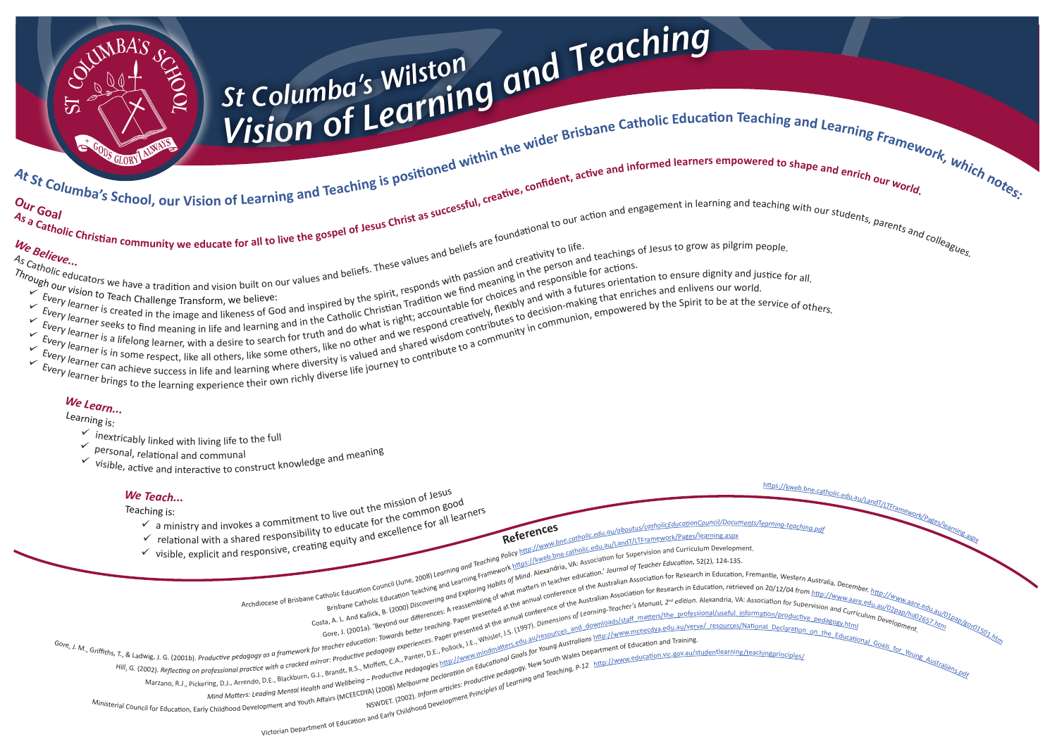# St Columba's Wilston Vision of Learning and Teaching

At St Columba's School, our Vision of Learning and Teaching is positioned within the wider Brisbane Catholic Education Teaching and Learning Framework, which notes:

**As a Catholic Christian community we educate for all to live the gospel of Jesus Christ as successful, creative, confident, active and informed learners empowered to shape and enrich our world.**

## Our Goal

## We Believe...

As Catholic educators we have a tradition and vision built on our values and beliefs. These values and beliefs are foundational to our action and engagement in learning and teaching with our students, parents and colleagues.

Through our vision to Teach Challenge Transform, we believe:

- ✓ Every learner is created in the image and likeness of God and inspired by the spirit, responds with passion and creativity to life.
- ✓ Every learner seeks to find meaning in life and learning and in the Catholic Christian Tradition we find meaning in the person and teachings of Jesus to grow as pilgrim people.
- ✓ Every learner is a lifelong learner, with a desire to search for truth and do what is right; accountable for choices and responsible for actions.
- ✓ Every learner is in some respect, like all others, like some others, like no other and we respond creatively, flexibly and with a futures orientation to ensure dignity and justice for all.
- ✓ Every learner can achieve success in life and learning where diversity is valued and shared wisdom contributes to decision-making that enriches and enlivens our world.
- ✓ Every learner brings to the learning experience their own richly diverse life journey to contribute to a community in communion, empowered by the Spirit to be at the service of others.

## We Learn...

Learning is:

- ✓ inextricably linked with living life to the full
- ✓ personal, relational and communal
- ✓ visible, active and interactive to construct knowledge and meaning

## We Teach...

Teaching is:

- ✓ a ministry and invokes a commitment to live out the mission of Jesus
- ✓ relational with a shared responsibility to educate for the common good
- ✓ visible, explicit and responsive, creating equity and excellence for all learners

https://kweb.bne.catholic.edu.au/LandT/LTFramework/Pages/learning.aspx

## References

Archdiocese of Brisbane Catholic Education Council (June, 2008) *Learning and Teaching Policy* http://www.bne.catholic.edu.au/aboutus/catholicEducationCouncil/Documents/learning-teaching.pdf

Brisbane Catholic Education Teaching and Learning Framework https://kweb.bne.catholic.edu.au/LandT/LTFramework/Pages/learning.aspx

Costa, A. L. And Kallick, B. (2000) *Discovering and Exploring Habits of Mind*. Alexandria, VA: Association for Supervision and Curriculum Development.

Gore, J. (2001a). 'Beyond our differences: A reassembling of what matters in teacher education.' *Journal of Teacher Education*, 52(2), 124-135.

Gore, J. M., Griffiths, T., & Ladwig, J. G. (2001b). *Productive pedagogy as a framework for teacher education: Towards better teaching*. Paper presented at the annual conference of the Australian Association for Research in Education, Fremantle, Western Australia, December. http://www.aare.edu.au/01pap/gor01501.htm

Hill, G. (2002). *Reflecting on professional practice with a cracked mirror: Productive pedagogy experiences*. Paper presented at the annual conference of the Australian Association for Research in Education, retrieved on 20/12/04 from http://www.aare.edu.au/02pap/hil02657.htm

Marzano, R.J., Pickering, D.J., Arrendo, D.E., Blackburn, G.J., Brandt, R.S., Moffett, C.A., Panter, D.E., Pollock, J.E., Whisler, J.S. (1997). *Dimensions of Learning-Teacher's Manual, 2nd edition*. Alexandria, VA: Association for Supervision and Curriculum Development.

*Mind Matters: Leading Mental Health and Wellbeing – Productive Pedagogies* http://www.mindmatters.edu.au/resources_and_downloads/staff_matters/the_professional/useful_information/productive_pedagogy.html

Ministerial Council for Education, Early Childhood Development and Youth Affairs (MCEECDYA) (2008) *Melbourne Declaration on Educational Goals for Young Australians* http://www.mceecdya.edu.au/verve/_resources/National_Declaration_on_the_Educational_Goals_for_Young_Australians.pdf

NSWDET. (2002). *Inform articles: Productive pedagogy*. New South Wales Department of Education and Training.

Victorian Department of Education and Early Childhood Development *Principles of Learning and Teaching, P-12* http://www.education.vic.gov.au/studentlearning/teachingprinciples/